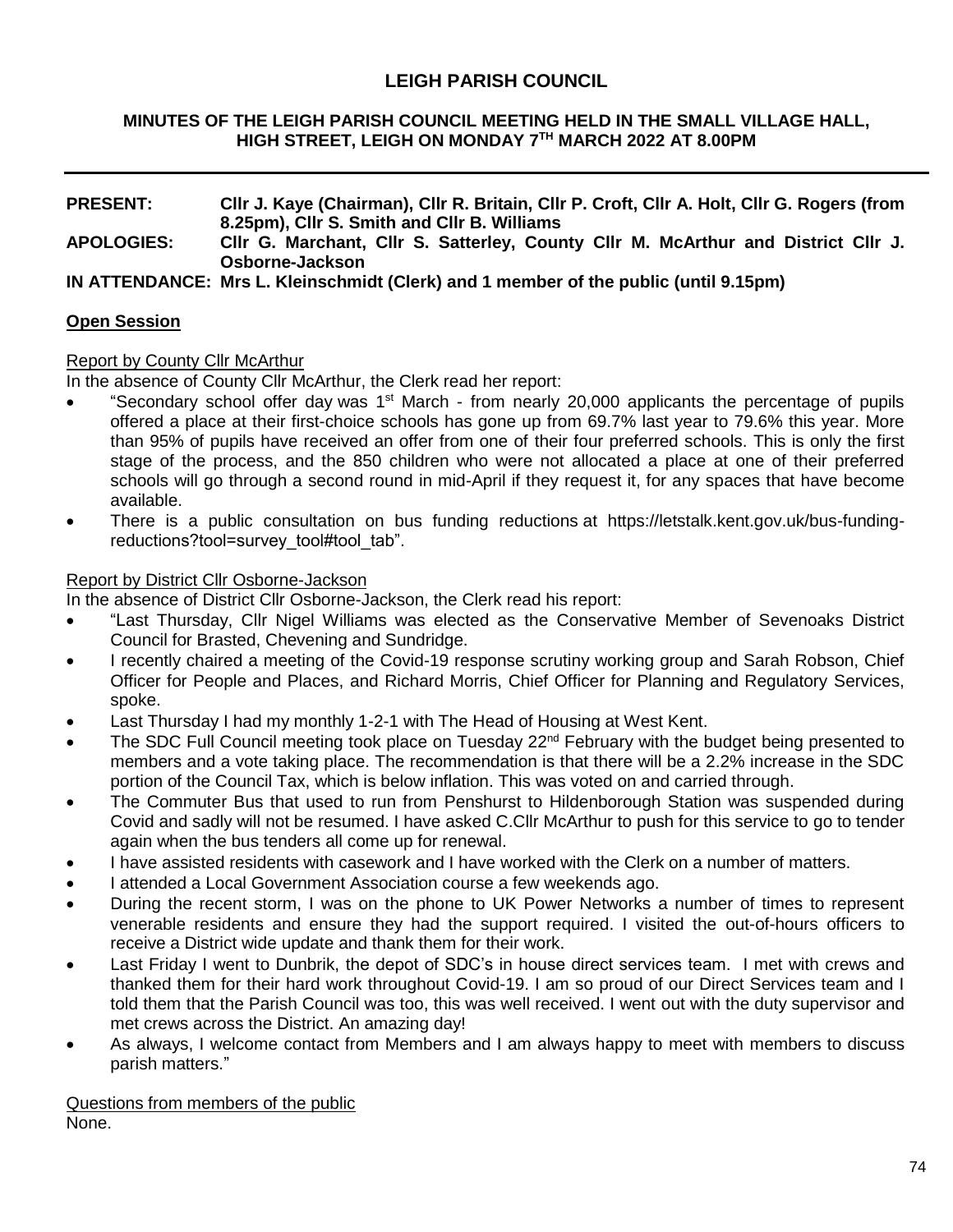# LEIGH PARISH COUNCIL

## MINUTES OF THE LEIGH PARISH COUNCIL MEETING HELD IN THE SMALL VILLAGE HALL, HIGH STREET, LEIGH ON MONDAY 7TH MARCH 2022 AT 8.00PM

---

**PRESENT:** **Cllr J. Kaye (Chairman), Cllr R. Britain, Cllr P. Croft, Cllr A. Holt, Cllr G. Rogers (from 8.25pm), Cllr S. Smith and Cllr B. Williams**

**APOLOGIES:** **Cllr G. Marchant, Cllr S. Satterley, County Cllr M. McArthur and District Cllr J. Osborne-Jackson**

**IN ATTENDANCE: Mrs L. Kleinschmidt (Clerk) and 1 member of the public (until 9.15pm)**

### Open Session

Report by County Cllr McArthur

In the absence of County Cllr McArthur, the Clerk read her report:

- "Secondary school offer day was 1st March - from nearly 20,000 applicants the percentage of pupils offered a place at their first-choice schools has gone up from 69.7% last year to 79.6% this year. More than 95% of pupils have received an offer from one of their four preferred schools. This is only the first stage of the process, and the 850 children who were not allocated a place at one of their preferred schools will go through a second round in mid-April if they request it, for any spaces that have become available.
- There is a public consultation on bus funding reductions at https://letstalk.kent.gov.uk/bus-funding-reductions?tool=survey_tool#tool_tab".

Report by District Cllr Osborne-Jackson

In the absence of District Cllr Osborne-Jackson, the Clerk read his report:

- "Last Thursday, Cllr Nigel Williams was elected as the Conservative Member of Sevenoaks District Council for Brasted, Chevening and Sundridge.
- I recently chaired a meeting of the Covid-19 response scrutiny working group and Sarah Robson, Chief Officer for People and Places, and Richard Morris, Chief Officer for Planning and Regulatory Services, spoke.
- Last Thursday I had my monthly 1-2-1 with The Head of Housing at West Kent.
- The SDC Full Council meeting took place on Tuesday 22nd February with the budget being presented to members and a vote taking place. The recommendation is that there will be a 2.2% increase in the SDC portion of the Council Tax, which is below inflation. This was voted on and carried through.
- The Commuter Bus that used to run from Penshurst to Hildenborough Station was suspended during Covid and sadly will not be resumed. I have asked C.Cllr McArthur to push for this service to go to tender again when the bus tenders all come up for renewal.
- I have assisted residents with casework and I have worked with the Clerk on a number of matters.
- I attended a Local Government Association course a few weekends ago.
- During the recent storm, I was on the phone to UK Power Networks a number of times to represent venerable residents and ensure they had the support required. I visited the out-of-hours officers to receive a District wide update and thank them for their work.
- Last Friday I went to Dunbrik, the depot of SDC's in house direct services team. I met with crews and thanked them for their hard work throughout Covid-19. I am so proud of our Direct Services team and I told them that the Parish Council was too, this was well received. I went out with the duty supervisor and met crews across the District. An amazing day!
- As always, I welcome contact from Members and I am always happy to meet with members to discuss parish matters."

Questions from members of the public

None.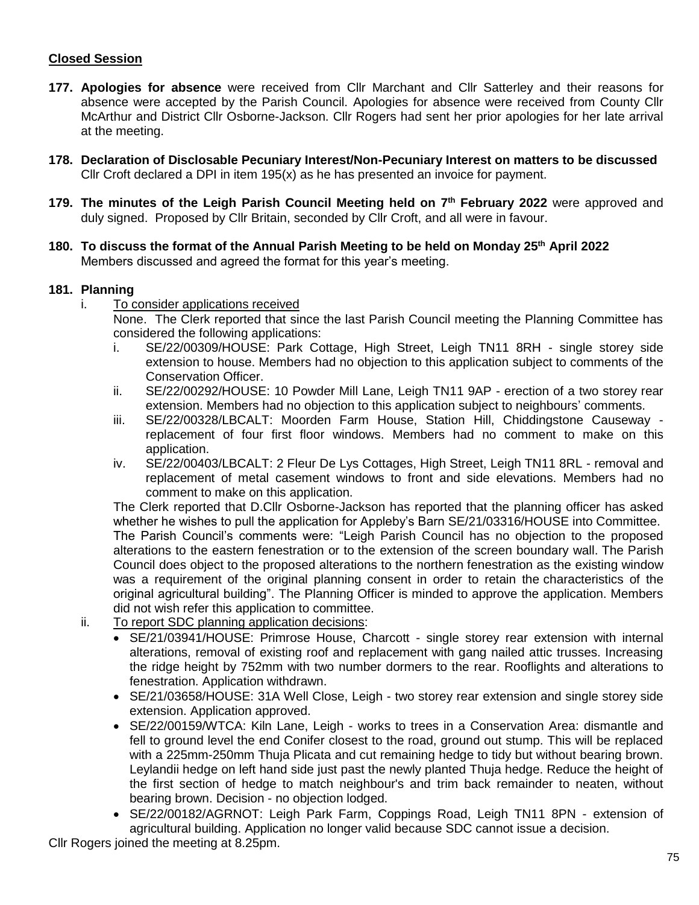**Closed Session**

**177. Apologies for absence** were received from Cllr Marchant and Cllr Satterley and their reasons for absence were accepted by the Parish Council. Apologies for absence were received from County Cllr McArthur and District Cllr Osborne-Jackson. Cllr Rogers had sent her prior apologies for her late arrival at the meeting.

**178. Declaration of Disclosable Pecuniary Interest/Non-Pecuniary Interest on matters to be discussed**
Cllr Croft declared a DPI in item 195(x) as he has presented an invoice for payment.

**179. The minutes of the Leigh Parish Council Meeting held on 7th February 2022** were approved and duly signed. Proposed by Cllr Britain, seconded by Cllr Croft, and all were in favour.

**180. To discuss the format of the Annual Parish Meeting to be held on Monday 25th April 2022**
Members discussed and agreed the format for this year's meeting.

**181. Planning**

i. To consider applications received
None. The Clerk reported that since the last Parish Council meeting the Planning Committee has considered the following applications:
   i. SE/22/00309/HOUSE: Park Cottage, High Street, Leigh TN11 8RH - single storey side extension to house. Members had no objection to this application subject to comments of the Conservation Officer.
   ii. SE/22/00292/HOUSE: 10 Powder Mill Lane, Leigh TN11 9AP - erection of a two storey rear extension. Members had no objection to this application subject to neighbours' comments.
   iii. SE/22/00328/LBCALT: Moorden Farm House, Station Hill, Chiddingstone Causeway - replacement of four first floor windows. Members had no comment to make on this application.
   iv. SE/22/00403/LBCALT: 2 Fleur De Lys Cottages, High Street, Leigh TN11 8RL - removal and replacement of metal casement windows to front and side elevations. Members had no comment to make on this application.

The Clerk reported that D.Cllr Osborne-Jackson has reported that the planning officer has asked whether he wishes to pull the application for Appleby's Barn SE/21/03316/HOUSE into Committee. The Parish Council's comments were: "Leigh Parish Council has no objection to the proposed alterations to the eastern fenestration or to the extension of the screen boundary wall. The Parish Council does object to the proposed alterations to the northern fenestration as the existing window was a requirement of the original planning consent in order to retain the characteristics of the original agricultural building". The Planning Officer is minded to approve the application. Members did not wish refer this application to committee.

ii. To report SDC planning application decisions:
- SE/21/03941/HOUSE: Primrose House, Charcott - single storey rear extension with internal alterations, removal of existing roof and replacement with gang nailed attic trusses. Increasing the ridge height by 752mm with two number dormers to the rear. Rooflights and alterations to fenestration. Application withdrawn.
- SE/21/03658/HOUSE: 31A Well Close, Leigh - two storey rear extension and single storey side extension. Application approved.
- SE/22/00159/WTCA: Kiln Lane, Leigh - works to trees in a Conservation Area: dismantle and fell to ground level the end Conifer closest to the road, ground out stump. This will be replaced with a 225mm-250mm Thuja Plicata and cut remaining hedge to tidy but without bearing brown. Leylandii hedge on left hand side just past the newly planted Thuja hedge. Reduce the height of the first section of hedge to match neighbour's and trim back remainder to neaten, without bearing brown. Decision - no objection lodged.
- SE/22/00182/AGRNOT: Leigh Park Farm, Coppings Road, Leigh TN11 8PN - extension of agricultural building. Application no longer valid because SDC cannot issue a decision.

Cllr Rogers joined the meeting at 8.25pm.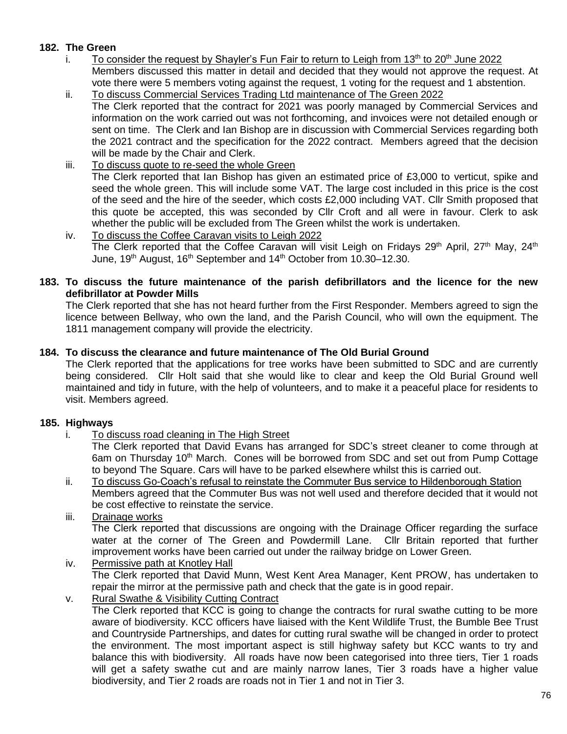**182. The Green**

i. To consider the request by Shayler's Fun Fair to return to Leigh from 13th to 20th June 2022
Members discussed this matter in detail and decided that they would not approve the request. At vote there were 5 members voting against the request, 1 voting for the request and 1 abstention.

ii. To discuss Commercial Services Trading Ltd maintenance of The Green 2022
The Clerk reported that the contract for 2021 was poorly managed by Commercial Services and information on the work carried out was not forthcoming, and invoices were not detailed enough or sent on time. The Clerk and Ian Bishop are in discussion with Commercial Services regarding both the 2021 contract and the specification for the 2022 contract. Members agreed that the decision will be made by the Chair and Clerk.

iii. To discuss quote to re-seed the whole Green
The Clerk reported that Ian Bishop has given an estimated price of £3,000 to verticut, spike and seed the whole green. This will include some VAT. The large cost included in this price is the cost of the seed and the hire of the seeder, which costs £2,000 including VAT. Cllr Smith proposed that this quote be accepted, this was seconded by Cllr Croft and all were in favour. Clerk to ask whether the public will be excluded from The Green whilst the work is undertaken.

iv. To discuss the Coffee Caravan visits to Leigh 2022
The Clerk reported that the Coffee Caravan will visit Leigh on Fridays 29th April, 27th May, 24th June, 19th August, 16th September and 14th October from 10.30–12.30.

**183. To discuss the future maintenance of the parish defibrillators and the licence for the new defibrillator at Powder Mills**

The Clerk reported that she has not heard further from the First Responder. Members agreed to sign the licence between Bellway, who own the land, and the Parish Council, who will own the equipment. The 1811 management company will provide the electricity.

**184. To discuss the clearance and future maintenance of The Old Burial Ground**

The Clerk reported that the applications for tree works have been submitted to SDC and are currently being considered. Cllr Holt said that she would like to clear and keep the Old Burial Ground well maintained and tidy in future, with the help of volunteers, and to make it a peaceful place for residents to visit. Members agreed.

**185. Highways**

i. To discuss road cleaning in The High Street
The Clerk reported that David Evans has arranged for SDC's street cleaner to come through at 6am on Thursday 10th March. Cones will be borrowed from SDC and set out from Pump Cottage to beyond The Square. Cars will have to be parked elsewhere whilst this is carried out.

ii. To discuss Go-Coach's refusal to reinstate the Commuter Bus service to Hildenborough Station
Members agreed that the Commuter Bus was not well used and therefore decided that it would not be cost effective to reinstate the service.

iii. Drainage works
The Clerk reported that discussions are ongoing with the Drainage Officer regarding the surface water at the corner of The Green and Powdermill Lane. Cllr Britain reported that further improvement works have been carried out under the railway bridge on Lower Green.

iv. Permissive path at Knotley Hall
The Clerk reported that David Munn, West Kent Area Manager, Kent PROW, has undertaken to repair the mirror at the permissive path and check that the gate is in good repair.

v. Rural Swathe & Visibility Cutting Contract
The Clerk reported that KCC is going to change the contracts for rural swathe cutting to be more aware of biodiversity. KCC officers have liaised with the Kent Wildlife Trust, the Bumble Bee Trust and Countryside Partnerships, and dates for cutting rural swathe will be changed in order to protect the environment. The most important aspect is still highway safety but KCC wants to try and balance this with biodiversity. All roads have now been categorised into three tiers, Tier 1 roads will get a safety swathe cut and are mainly narrow lanes, Tier 3 roads have a higher value biodiversity, and Tier 2 roads are roads not in Tier 1 and not in Tier 3.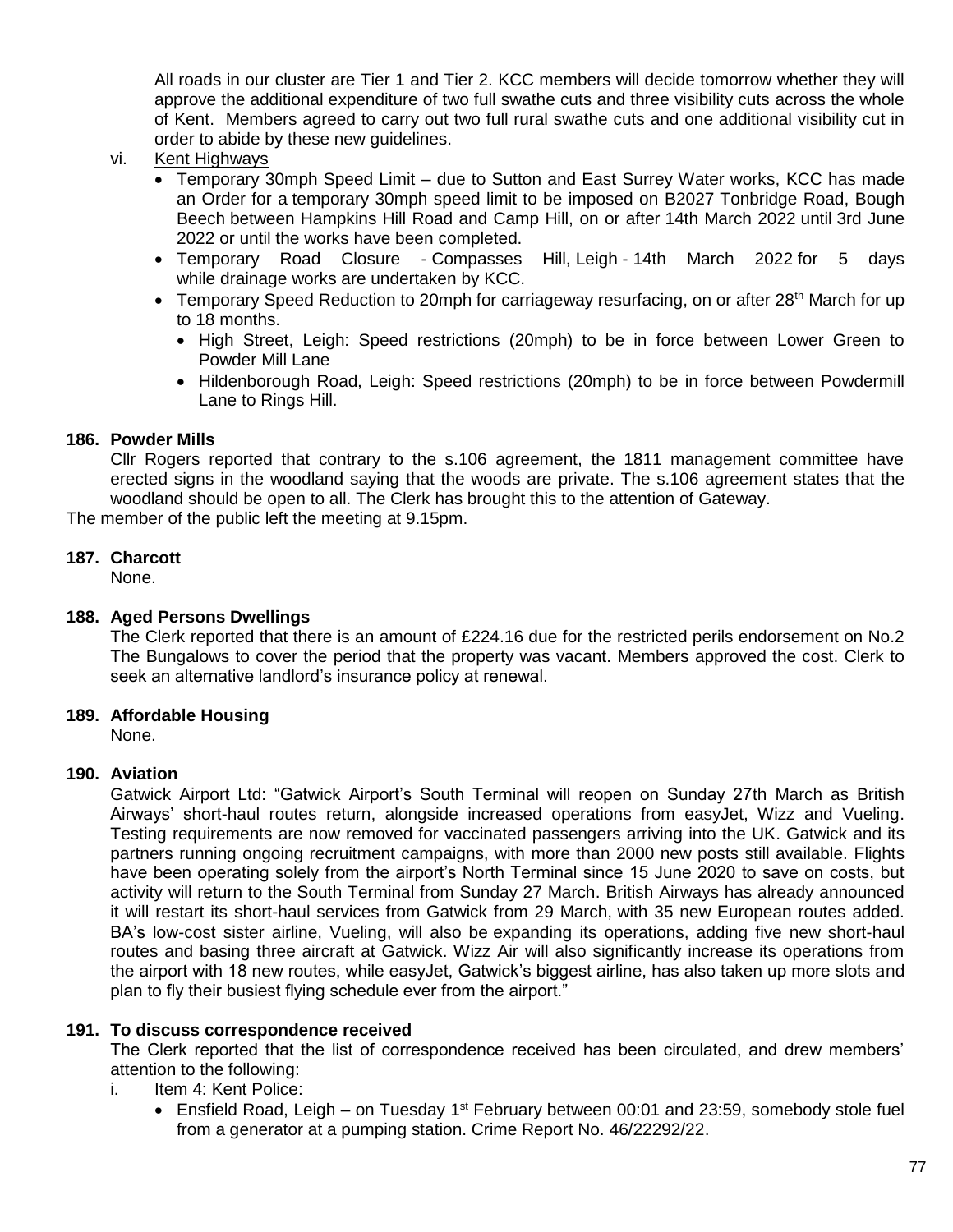All roads in our cluster are Tier 1 and Tier 2. KCC members will decide tomorrow whether they will approve the additional expenditure of two full swathe cuts and three visibility cuts across the whole of Kent. Members agreed to carry out two full rural swathe cuts and one additional visibility cut in order to abide by these new guidelines.

vi. Kent Highways

- Temporary 30mph Speed Limit – due to Sutton and East Surrey Water works, KCC has made an Order for a temporary 30mph speed limit to be imposed on B2027 Tonbridge Road, Bough Beech between Hampkins Hill Road and Camp Hill, on or after 14th March 2022 until 3rd June 2022 or until the works have been completed.
- Temporary Road Closure - Compasses Hill, Leigh - 14th March 2022 for 5 days while drainage works are undertaken by KCC.
- Temporary Speed Reduction to 20mph for carriageway resurfacing, on or after 28th March for up to 18 months.
  - High Street, Leigh: Speed restrictions (20mph) to be in force between Lower Green to Powder Mill Lane
  - Hildenborough Road, Leigh: Speed restrictions (20mph) to be in force between Powdermill Lane to Rings Hill.

**186. Powder Mills**

Cllr Rogers reported that contrary to the s.106 agreement, the 1811 management committee have erected signs in the woodland saying that the woods are private. The s.106 agreement states that the woodland should be open to all. The Clerk has brought this to the attention of Gateway.

The member of the public left the meeting at 9.15pm.

**187. Charcott**

None.

**188. Aged Persons Dwellings**

The Clerk reported that there is an amount of £224.16 due for the restricted perils endorsement on No.2 The Bungalows to cover the period that the property was vacant. Members approved the cost. Clerk to seek an alternative landlord's insurance policy at renewal.

**189. Affordable Housing**

None.

**190. Aviation**

Gatwick Airport Ltd: "Gatwick Airport's South Terminal will reopen on Sunday 27th March as British Airways' short-haul routes return, alongside increased operations from easyJet, Wizz and Vueling. Testing requirements are now removed for vaccinated passengers arriving into the UK. Gatwick and its partners running ongoing recruitment campaigns, with more than 2000 new posts still available. Flights have been operating solely from the airport's North Terminal since 15 June 2020 to save on costs, but activity will return to the South Terminal from Sunday 27 March. British Airways has already announced it will restart its short-haul services from Gatwick from 29 March, with 35 new European routes added. BA's low-cost sister airline, Vueling, will also be expanding its operations, adding five new short-haul routes and basing three aircraft at Gatwick. Wizz Air will also significantly increase its operations from the airport with 18 new routes, while easyJet, Gatwick's biggest airline, has also taken up more slots and plan to fly their busiest flying schedule ever from the airport."

**191. To discuss correspondence received**

The Clerk reported that the list of correspondence received has been circulated, and drew members' attention to the following:

i. Item 4: Kent Police:

- Ensfield Road, Leigh – on Tuesday 1st February between 00:01 and 23:59, somebody stole fuel from a generator at a pumping station. Crime Report No. 46/22292/22.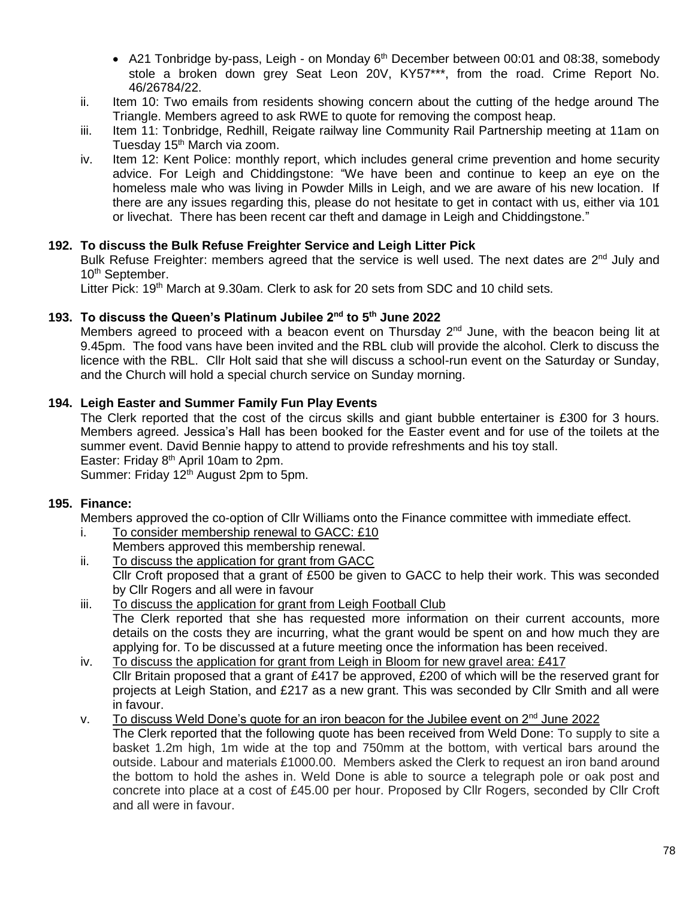- A21 Tonbridge by-pass, Leigh - on Monday 6th December between 00:01 and 08:38, somebody stole a broken down grey Seat Leon 20V, KY57***, from the road. Crime Report No. 46/26784/22.

ii. Item 10: Two emails from residents showing concern about the cutting of the hedge around The Triangle. Members agreed to ask RWE to quote for removing the compost heap.

iii. Item 11: Tonbridge, Redhill, Reigate railway line Community Rail Partnership meeting at 11am on Tuesday 15th March via zoom.

iv. Item 12: Kent Police: monthly report, which includes general crime prevention and home security advice. For Leigh and Chiddingstone: "We have been and continue to keep an eye on the homeless male who was living in Powder Mills in Leigh, and we are aware of his new location. If there are any issues regarding this, please do not hesitate to get in contact with us, either via 101 or livechat. There has been recent car theft and damage in Leigh and Chiddingstone."

**192. To discuss the Bulk Refuse Freighter Service and Leigh Litter Pick**

Bulk Refuse Freighter: members agreed that the service is well used. The next dates are 2nd July and 10th September.

Litter Pick: 19th March at 9.30am. Clerk to ask for 20 sets from SDC and 10 child sets.

**193. To discuss the Queen's Platinum Jubilee 2nd to 5th June 2022**

Members agreed to proceed with a beacon event on Thursday 2nd June, with the beacon being lit at 9.45pm. The food vans have been invited and the RBL club will provide the alcohol. Clerk to discuss the licence with the RBL. Cllr Holt said that she will discuss a school-run event on the Saturday or Sunday, and the Church will hold a special church service on Sunday morning.

**194. Leigh Easter and Summer Family Fun Play Events**

The Clerk reported that the cost of the circus skills and giant bubble entertainer is £300 for 3 hours. Members agreed. Jessica's Hall has been booked for the Easter event and for use of the toilets at the summer event. David Bennie happy to attend to provide refreshments and his toy stall.

Easter: Friday 8th April 10am to 2pm.

Summer: Friday 12th August 2pm to 5pm.

**195. Finance:**

Members approved the co-option of Cllr Williams onto the Finance committee with immediate effect.

i. To consider membership renewal to GACC: £10
   Members approved this membership renewal.

ii. To discuss the application for grant from GACC
   Cllr Croft proposed that a grant of £500 be given to GACC to help their work. This was seconded by Cllr Rogers and all were in favour

iii. To discuss the application for grant from Leigh Football Club
   The Clerk reported that she has requested more information on their current accounts, more details on the costs they are incurring, what the grant would be spent on and how much they are applying for. To be discussed at a future meeting once the information has been received.

iv. To discuss the application for grant from Leigh in Bloom for new gravel area: £417
   Cllr Britain proposed that a grant of £417 be approved, £200 of which will be the reserved grant for projects at Leigh Station, and £217 as a new grant. This was seconded by Cllr Smith and all were in favour.

v. To discuss Weld Done's quote for an iron beacon for the Jubilee event on 2nd June 2022
   The Clerk reported that the following quote has been received from Weld Done: To supply to site a basket 1.2m high, 1m wide at the top and 750mm at the bottom, with vertical bars around the outside. Labour and materials £1000.00. Members asked the Clerk to request an iron band around the bottom to hold the ashes in. Weld Done is able to source a telegraph pole or oak post and concrete into place at a cost of £45.00 per hour. Proposed by Cllr Rogers, seconded by Cllr Croft and all were in favour.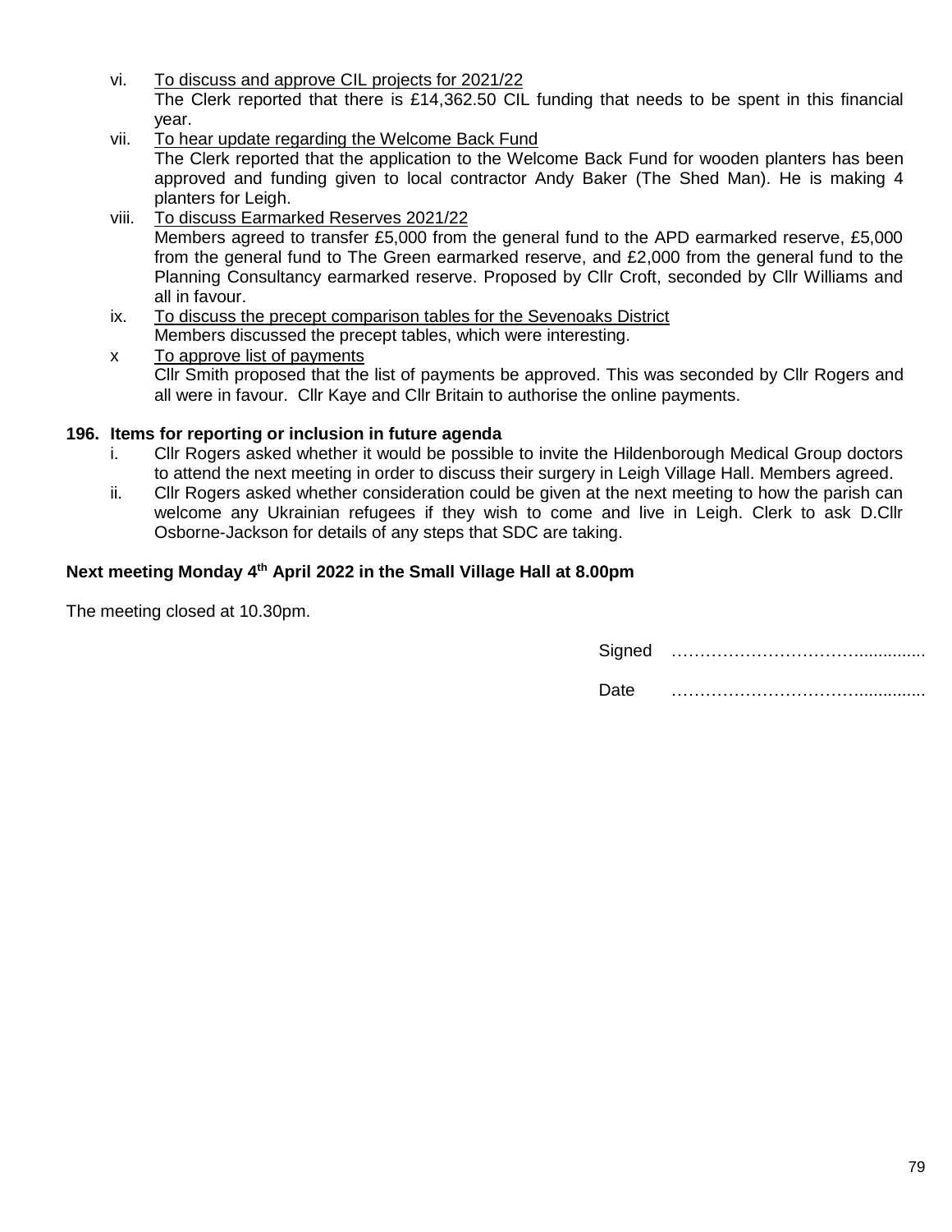vi. To discuss and approve CIL projects for 2021/22
   The Clerk reported that there is £14,362.50 CIL funding that needs to be spent in this financial year.

vii. To hear update regarding the Welcome Back Fund
   The Clerk reported that the application to the Welcome Back Fund for wooden planters has been approved and funding given to local contractor Andy Baker (The Shed Man). He is making 4 planters for Leigh.

viii. To discuss Earmarked Reserves 2021/22
   Members agreed to transfer £5,000 from the general fund to the APD earmarked reserve, £5,000 from the general fund to The Green earmarked reserve, and £2,000 from the general fund to the Planning Consultancy earmarked reserve. Proposed by Cllr Croft, seconded by Cllr Williams and all in favour.

ix. To discuss the precept comparison tables for the Sevenoaks District
   Members discussed the precept tables, which were interesting.

x To approve list of payments
   Cllr Smith proposed that the list of payments be approved. This was seconded by Cllr Rogers and all were in favour. Cllr Kaye and Cllr Britain to authorise the online payments.

**196. Items for reporting or inclusion in future agenda**

i. Cllr Rogers asked whether it would be possible to invite the Hildenborough Medical Group doctors to attend the next meeting in order to discuss their surgery in Leigh Village Hall. Members agreed.

ii. Cllr Rogers asked whether consideration could be given at the next meeting to how the parish can welcome any Ukrainian refugees if they wish to come and live in Leigh. Clerk to ask D.Cllr Osborne-Jackson for details of any steps that SDC are taking.

**Next meeting Monday 4th April 2022 in the Small Village Hall at 8.00pm**

The meeting closed at 10.30pm.

Signed ……………………………..............

Date ……………………………..............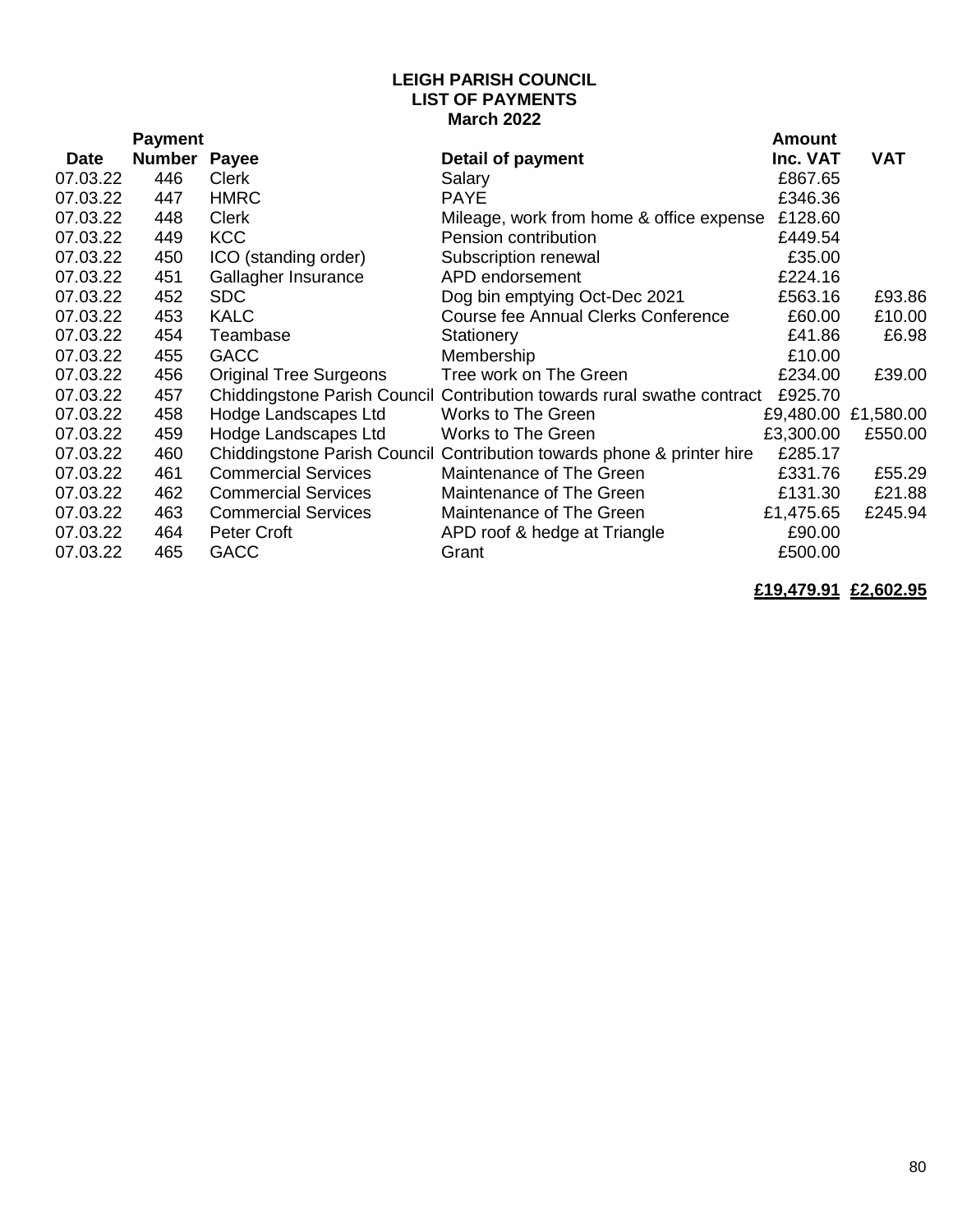**LEIGH PARISH COUNCIL**
**LIST OF PAYMENTS**
**March 2022**

| Date | Payment Number | Payee | Detail of payment | Amount Inc. VAT | VAT |
|---|---|---|---|---|---|
| 07.03.22 | 446 | Clerk | Salary | £867.65 | |
| 07.03.22 | 447 | HMRC | PAYE | £346.36 | |
| 07.03.22 | 448 | Clerk | Mileage, work from home & office expense | £128.60 | |
| 07.03.22 | 449 | KCC | Pension contribution | £449.54 | |
| 07.03.22 | 450 | ICO (standing order) | Subscription renewal | £35.00 | |
| 07.03.22 | 451 | Gallagher Insurance | APD endorsement | £224.16 | |
| 07.03.22 | 452 | SDC | Dog bin emptying Oct-Dec 2021 | £563.16 | £93.86 |
| 07.03.22 | 453 | KALC | Course fee Annual Clerks Conference | £60.00 | £10.00 |
| 07.03.22 | 454 | Teambase | Stationery | £41.86 | £6.98 |
| 07.03.22 | 455 | GACC | Membership | £10.00 | |
| 07.03.22 | 456 | Original Tree Surgeons | Tree work on The Green | £234.00 | £39.00 |
| 07.03.22 | 457 | Chiddingstone Parish Council | Contribution towards rural swathe contract | £925.70 | |
| 07.03.22 | 458 | Hodge Landscapes Ltd | Works to The Green | £9,480.00 | £1,580.00 |
| 07.03.22 | 459 | Hodge Landscapes Ltd | Works to The Green | £3,300.00 | £550.00 |
| 07.03.22 | 460 | Chiddingstone Parish Council | Contribution towards phone & printer hire | £285.17 | |
| 07.03.22 | 461 | Commercial Services | Maintenance of The Green | £331.76 | £55.29 |
| 07.03.22 | 462 | Commercial Services | Maintenance of The Green | £131.30 | £21.88 |
| 07.03.22 | 463 | Commercial Services | Maintenance of The Green | £1,475.65 | £245.94 |
| 07.03.22 | 464 | Peter Croft | APD roof & hedge at Triangle | £90.00 | |
| 07.03.22 | 465 | GACC | Grant | £500.00 | |
| | | | | **£19,479.91** | **£2,602.95** |